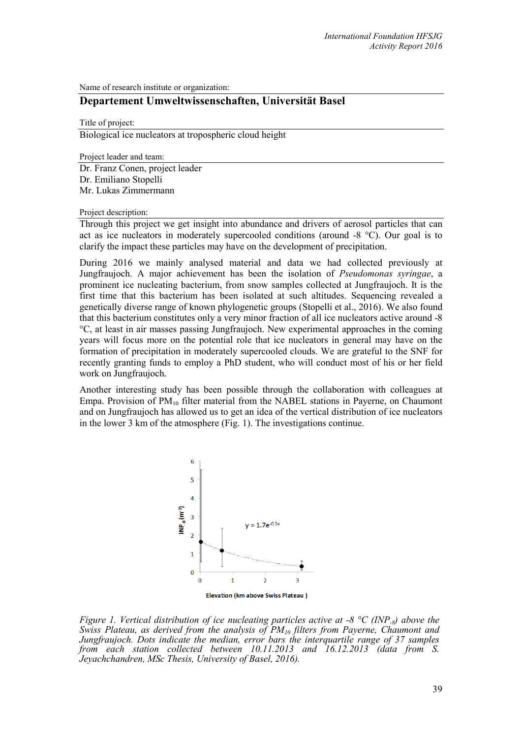Name of research institute or organization:

## Departement Umweltwissenschaften, Universität Basel

Title of project:

Biological ice nucleators at tropospheric cloud height

Project leader and team:

Dr. Franz Conen, project leader
Dr. Emiliano Stopelli
Mr. Lukas Zimmermann

Project description:

Through this project we get insight into abundance and drivers of aerosol particles that can act as ice nucleators in moderately supercooled conditions (around -8 °C). Our goal is to clarify the impact these particles may have on the development of precipitation.

During 2016 we mainly analysed material and data we had collected previously at Jungfraujoch. A major achievement has been the isolation of *Pseudomonas syringae*, a prominent ice nucleating bacterium, from snow samples collected at Jungfraujoch. It is the first time that this bacterium has been isolated at such altitudes. Sequencing revealed a genetically diverse range of known phylogenetic groups (Stopelli et al., 2016). We also found that this bacterium constitutes only a very minor fraction of all ice nucleators active around -8 °C, at least in air masses passing Jungfraujoch. New experimental approaches in the coming years will focus more on the potential role that ice nucleators in general may have on the formation of precipitation in moderately supercooled clouds. We are grateful to the SNF for recently granting funds to employ a PhD student, who will conduct most of his or her field work on Jungfraujoch.

Another interesting study has been possible through the collaboration with colleagues at Empa. Provision of $PM_{10}$ filter material from the NABEL stations in Payerne, on Chaumont and on Jungfraujoch has allowed us to get an idea of the vertical distribution of ice nucleators in the lower 3 km of the atmosphere (Fig. 1). The investigations continue.

*Figure 1. Vertical distribution of ice nucleating particles active at -8 °C ($INP_{-8}$) above the Swiss Plateau, as derived from the analysis of $PM_{10}$ filters from Payerne, Chaumont and Jungfraujoch. Dots indicate the median, error bars the interquartile range of 37 samples from each station collected between 10.11.2013 and 16.12.2013 (data from S. Jeyachchandren, MSc Thesis, University of Basel, 2016).*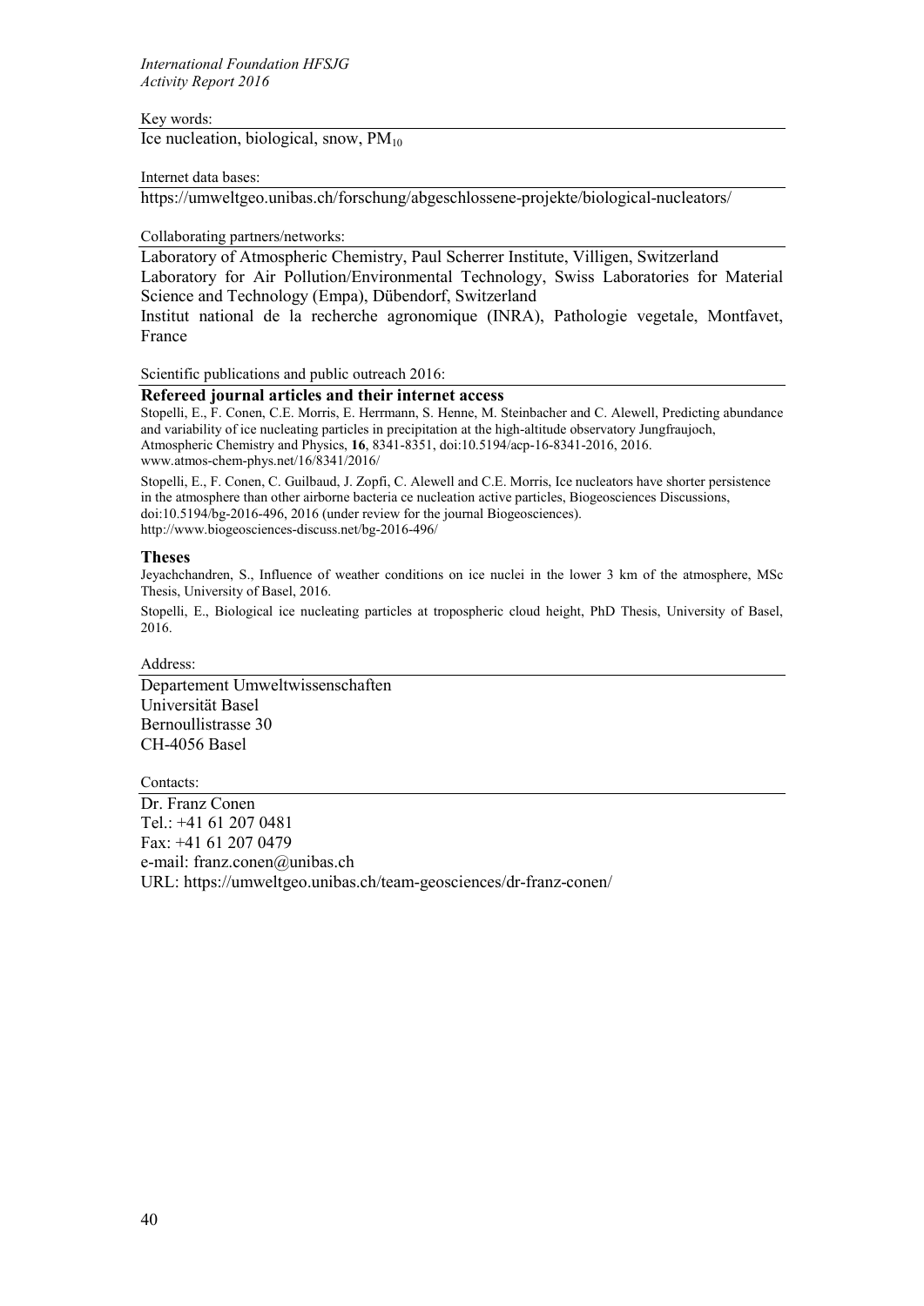Key words:

Ice nucleation, biological, snow, $PM_{10}$

Internet data bases:

https://umweltgeo.unibas.ch/forschung/abgeschlossene-projekte/biological-nucleators/

Collaborating partners/networks:

Laboratory of Atmospheric Chemistry, Paul Scherrer Institute, Villigen, Switzerland

Laboratory for Air Pollution/Environmental Technology, Swiss Laboratories for Material Science and Technology (Empa), Dübendorf, Switzerland

Institut national de la recherche agronomique (INRA), Pathologie vegetale, Montfavet, France

Scientific publications and public outreach 2016:

**Refereed journal articles and their internet access**

Stopelli, E., F. Conen, C.E. Morris, E. Herrmann, S. Henne, M. Steinbacher and C. Alewell, Predicting abundance and variability of ice nucleating particles in precipitation at the high-altitude observatory Jungfraujoch, Atmospheric Chemistry and Physics, **16**, 8341-8351, doi:10.5194/acp-16-8341-2016, 2016.
www.atmos-chem-phys.net/16/8341/2016/

Stopelli, E., F. Conen, C. Guilbaud, J. Zopfi, C. Alewell and C.E. Morris, Ice nucleators have shorter persistence in the atmosphere than other airborne bacteria ce nucleation active particles, Biogeosciences Discussions, doi:10.5194/bg-2016-496, 2016 (under review for the journal Biogeosciences).
http://www.biogeosciences-discuss.net/bg-2016-496/

**Theses**

Jeyachchandren, S., Influence of weather conditions on ice nuclei in the lower 3 km of the atmosphere, MSc Thesis, University of Basel, 2016.

Stopelli, E., Biological ice nucleating particles at tropospheric cloud height, PhD Thesis, University of Basel, 2016.

Address:

Departement Umweltwissenschaften
Universität Basel
Bernoullistrasse 30
CH-4056 Basel

Contacts:

Dr. Franz Conen
Tel.: +41 61 207 0481
Fax: +41 61 207 0479
e-mail: franz.conen@unibas.ch
URL: https://umweltgeo.unibas.ch/team-geosciences/dr-franz-conen/